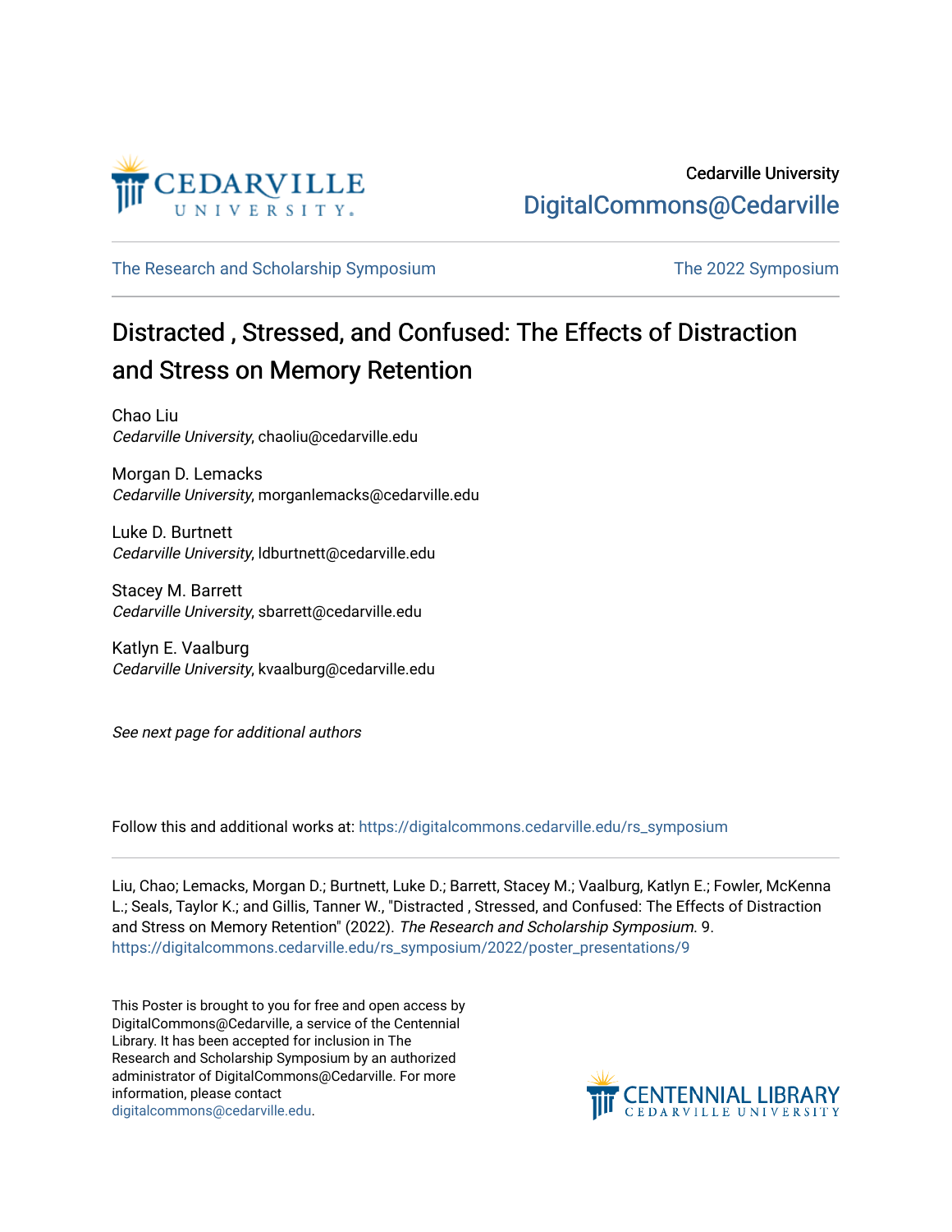Cedarville University
DigitalCommons@Cedarville

The Research and Scholarship Symposium

The 2022 Symposium

# Distracted , Stressed, and Confused: The Effects of Distraction and Stress on Memory Retention

Chao Liu
*Cedarville University*, chaoliu@cedarville.edu

Morgan D. Lemacks
*Cedarville University*, morganlemacks@cedarville.edu

Luke D. Burtnett
*Cedarville University*, ldburtnett@cedarville.edu

Stacey M. Barrett
*Cedarville University*, sbarrett@cedarville.edu

Katlyn E. Vaalburg
*Cedarville University*, kvaalburg@cedarville.edu

*See next page for additional authors*

Follow this and additional works at: https://digitalcommons.cedarville.edu/rs_symposium

Liu, Chao; Lemacks, Morgan D.; Burtnett, Luke D.; Barrett, Stacey M.; Vaalburg, Katlyn E.; Fowler, McKenna L.; Seals, Taylor K.; and Gillis, Tanner W., "Distracted , Stressed, and Confused: The Effects of Distraction and Stress on Memory Retention" (2022). *The Research and Scholarship Symposium*. 9.
https://digitalcommons.cedarville.edu/rs_symposium/2022/poster_presentations/9

This Poster is brought to you for free and open access by DigitalCommons@Cedarville, a service of the Centennial Library. It has been accepted for inclusion in The Research and Scholarship Symposium by an authorized administrator of DigitalCommons@Cedarville. For more information, please contact digitalcommons@cedarville.edu.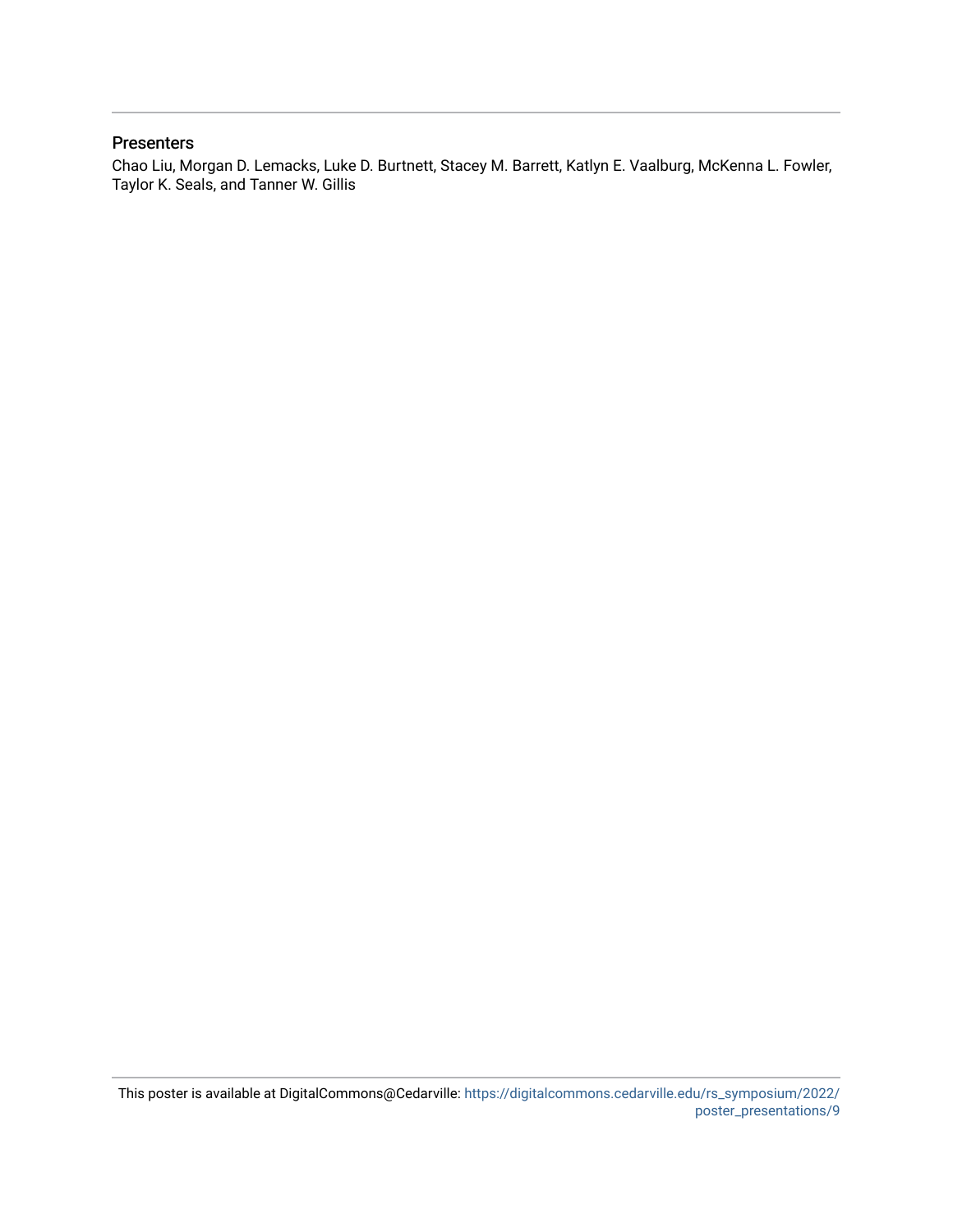### Presenters

Chao Liu, Morgan D. Lemacks, Luke D. Burtnett, Stacey M. Barrett, Katlyn E. Vaalburg, McKenna L. Fowler, Taylor K. Seals, and Tanner W. Gillis

This poster is available at DigitalCommons@Cedarville: https://digitalcommons.cedarville.edu/rs_symposium/2022/poster_presentations/9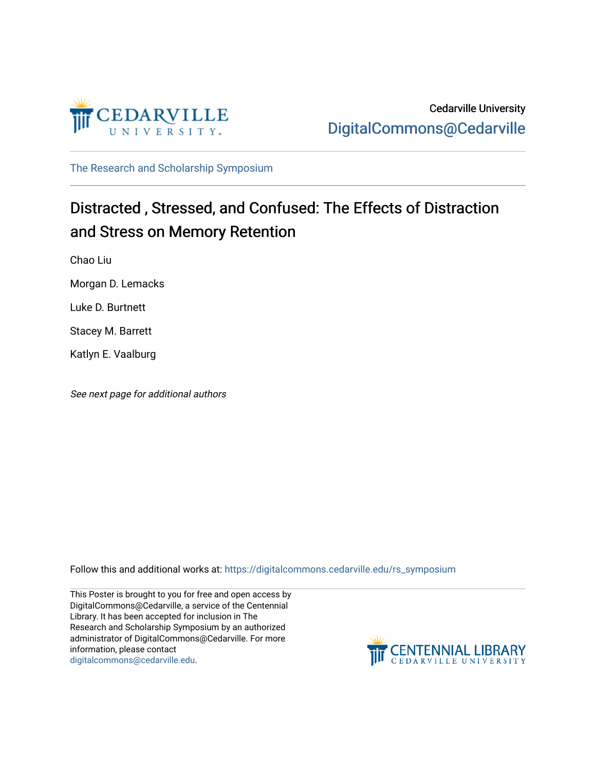Cedarville University

DigitalCommons@Cedarville

The Research and Scholarship Symposium

# Distracted , Stressed, and Confused: The Effects of Distraction and Stress on Memory Retention

Chao Liu

Morgan D. Lemacks

Luke D. Burtnett

Stacey M. Barrett

Katlyn E. Vaalburg

*See next page for additional authors*

Follow this and additional works at: https://digitalcommons.cedarville.edu/rs_symposium

This Poster is brought to you for free and open access by DigitalCommons@Cedarville, a service of the Centennial Library. It has been accepted for inclusion in The Research and Scholarship Symposium by an authorized administrator of DigitalCommons@Cedarville. For more information, please contact digitalcommons@cedarville.edu.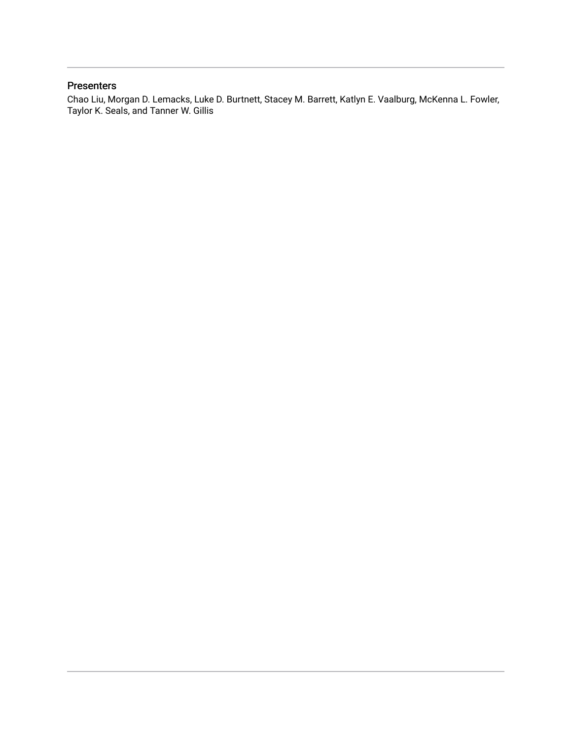## Presenters

Chao Liu, Morgan D. Lemacks, Luke D. Burtnett, Stacey M. Barrett, Katlyn E. Vaalburg, McKenna L. Fowler, Taylor K. Seals, and Tanner W. Gillis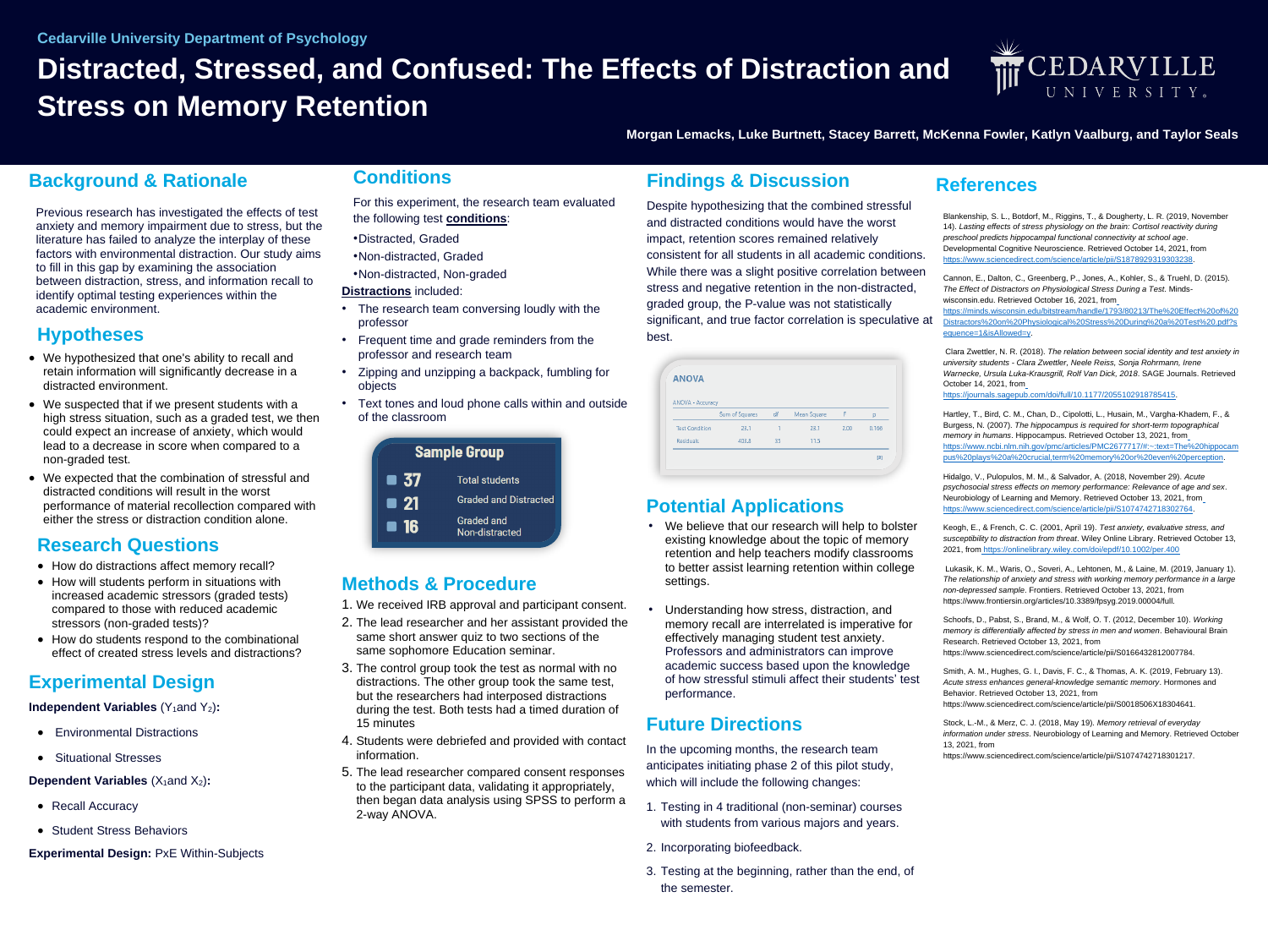Cedarville University Department of Psychology

# Distracted, Stressed, and Confused: The Effects of Distraction and Stress on Memory Retention

CEDARVILLE UNIVERSITY

**Morgan Lemacks, Luke Burtnett, Stacey Barrett, McKenna Fowler, Katlyn Vaalburg, and Taylor Seals**

## Background & Rationale

Previous research has investigated the effects of test anxiety and memory impairment due to stress, but the literature has failed to analyze the interplay of these factors with environmental distraction. Our study aims to fill in this gap by examining the association between distraction, stress, and information recall to identify optimal testing experiences within the academic environment.

## Hypotheses

- We hypothesized that one's ability to recall and retain information will significantly decrease in a distracted environment.
- We suspected that if we present students with a high stress situation, such as a graded test, we then could expect an increase of anxiety, which would lead to a decrease in score when compared to a non-graded test.
- We expected that the combination of stressful and distracted conditions will result in the worst performance of material recollection compared with either the stress or distraction condition alone.

## Research Questions

- How do distractions affect memory recall?
- How will students perform in situations with increased academic stressors (graded tests) compared to those with reduced academic stressors (non-graded tests)?
- How do students respond to the combinational effect of created stress levels and distractions?

## Experimental Design

**Independent Variables** ($Y_1$and $Y_2$)**:**

- Environmental Distractions
- Situational Stresses

**Dependent Variables** ($X_1$and $X_2$)**:**

- Recall Accuracy
- Student Stress Behaviors

**Experimental Design:** PxE Within-Subjects

## Conditions

For this experiment, the research team evaluated the following test **conditions**:

•Distracted, Graded

•Non-distracted, Graded

•Non-distracted, Non-graded

**Distractions** included:

- The research team conversing loudly with the professor
- Frequent time and grade reminders from the professor and research team
- Zipping and unzipping a backpack, fumbling for objects
- Text tones and loud phone calls within and outside of the classroom

**Sample Group**

| | |
|---|---|
| 37 | Total students |
| 21 | Graded and Distracted |
| 16 | Graded and Non-distracted |

## Methods & Procedure

1. We received IRB approval and participant consent.
2. The lead researcher and her assistant provided the same short answer quiz to two sections of the same sophomore Education seminar.
3. The control group took the test as normal with no distractions. The other group took the same test, but the researchers had interposed distractions during the test. Both tests had a timed duration of 15 minutes
4. Students were debriefed and provided with contact information.
5. The lead researcher compared consent responses to the participant data, validating it appropriately, then began data analysis using SPSS to perform a 2-way ANOVA.

## Findings & Discussion

Despite hypothesizing that the combined stressful and distracted conditions would have the worst impact, retention scores remained relatively consistent for all students in all academic conditions. While there was a slight positive correlation between stress and negative retention in the non-distracted, graded group, the P-value was not statistically significant, and true factor correlation is speculative at best.

**ANOVA**

ANOVA - Accuracy

| | Sum of Squares | df | Mean Square | F | p |
|---|---|---|---|---|---|
| Test Condition | 23.1 | 1 | 23.1 | 2.00 | 0.166 |
| Residuals | 403.8 | 35 | 11.5 | | |

## Potential Applications

- We believe that our research will help to bolster existing knowledge about the topic of memory retention and help teachers modify classrooms to better assist learning retention within college settings.
- Understanding how stress, distraction, and memory recall are interrelated is imperative for effectively managing student test anxiety. Professors and administrators can improve academic success based upon the knowledge of how stressful stimuli affect their students' test performance.

## Future Directions

In the upcoming months, the research team anticipates initiating phase 2 of this pilot study, which will include the following changes:

1. Testing in 4 traditional (non-seminar) courses with students from various majors and years.
2. Incorporating biofeedback.
3. Testing at the beginning, rather than the end, of the semester.

## References

Blankenship, S. L., Botdorf, M., Riggins, T., & Dougherty, L. R. (2019, November 14). *Lasting effects of stress physiology on the brain: Cortisol reactivity during preschool predicts hippocampal functional connectivity at school age*. Developmental Cognitive Neuroscience. Retrieved October 14, 2021, from https://www.sciencedirect.com/science/article/pii/S1878929319303238.

Cannon, E., Dalton, C., Greenberg, P., Jones, A., Kohler, S., & Truehl, D. (2015). *The Effect of Distractors on Physiological Stress During a Test*. Minds-wisconsin.edu. Retrieved October 16, 2021, from https://minds.wisconsin.edu/bitstream/handle/1793/80213/The%20Effect%20of%20Distractors%20on%20Physiological%20Stress%20During%20a%20Test%20.pdf?sequence=1&isAllowed=y.

Clara Zwettler, N. R. (2018). *The relation between social identity and test anxiety in university students - Clara Zwettler, Neele Reiss, Sonja Rohrmann, Irene Warnecke, Ursula Luka-Krausgrill, Rolf Van Dick, 2018*. SAGE Journals. Retrieved October 14, 2021, from https://journals.sagepub.com/doi/full/10.1177/2055102918785415.

Hartley, T., Bird, C. M., Chan, D., Cipolotti, L., Husain, M., Vargha-Khadem, F., & Burgess, N. (2007). *The hippocampus is required for short-term topographical memory in humans*. Hippocampus. Retrieved October 13, 2021, from https://www.ncbi.nlm.nih.gov/pmc/articles/PMC2677717/#:~:text=The%20hippocampus%20plays%20a%20crucial,term%20memory%20or%20even%20perception.

Hidalgo, V., Pulopulos, M. M., & Salvador, A. (2018, November 29). *Acute psychosocial stress effects on memory performance: Relevance of age and sex*. Neurobiology of Learning and Memory. Retrieved October 13, 2021, from https://www.sciencedirect.com/science/article/pii/S1074742718302764.

Keogh, E., & French, C. C. (2001, April 19). *Test anxiety, evaluative stress, and susceptibility to distraction from threat*. Wiley Online Library. Retrieved October 13, 2021, from https://onlinelibrary.wiley.com/doi/epdf/10.1002/per.400

Lukasik, K. M., Waris, O., Soveri, A., Lehtonen, M., & Laine, M. (2019, January 1). *The relationship of anxiety and stress with working memory performance in a large non-depressed sample*. Frontiers. Retrieved October 13, 2021, from https://www.frontiersin.org/articles/10.3389/fpsyg.2019.00004/full.

Schoofs, D., Pabst, S., Brand, M., & Wolf, O. T. (2012, December 10). *Working memory is differentially affected by stress in men and women*. Behavioural Brain Research. Retrieved October 13, 2021, from https://www.sciencedirect.com/science/article/pii/S0166432812007784.

Smith, A. M., Hughes, G. I., Davis, F. C., & Thomas, A. K. (2019, February 13). *Acute stress enhances general-knowledge semantic memory*. Hormones and Behavior. Retrieved October 13, 2021, from https://www.sciencedirect.com/science/article/pii/S0018506X18304641.

Stock, L.-M., & Merz, C. J. (2018, May 19). *Memory retrieval of everyday information under stress*. Neurobiology of Learning and Memory. Retrieved October 13, 2021, from https://www.sciencedirect.com/science/article/pii/S1074742718301217.